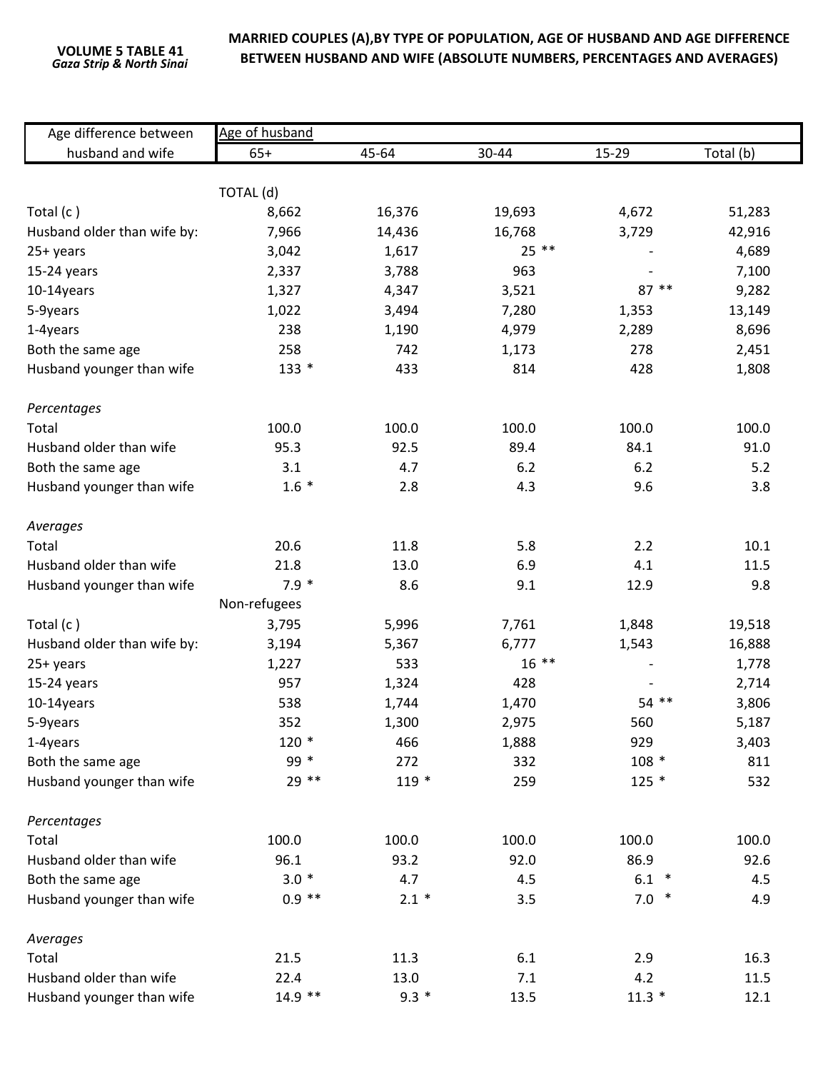**VOLUME 5 TABLE 41**
*Gaza Strip & North Sinai*

**MARRIED COUPLES (A),BY TYPE OF POPULATION, AGE OF HUSBAND AND AGE DIFFERENCE BETWEEN HUSBAND AND WIFE (ABSOLUTE NUMBERS, PERCENTAGES AND AVERAGES)**

| Age difference between husband and wife | Age of husband | | | | |
|---|---|---|---|---|---|
| | 65+ | 45-64 | 30-44 | 15-29 | Total (b) |
| | TOTAL (d) | | | | |
| Total (c ) | 8,662 | 16,376 | 19,693 | 4,672 | 51,283 |
| Husband older than wife by: | 7,966 | 14,436 | 16,768 | 3,729 | 42,916 |
| 25+ years | 3,042 | 1,617 | 25 ** | - | 4,689 |
| 15-24 years | 2,337 | 3,788 | 963 | - | 7,100 |
| 10-14years | 1,327 | 4,347 | 3,521 | 87 ** | 9,282 |
| 5-9years | 1,022 | 3,494 | 7,280 | 1,353 | 13,149 |
| 1-4years | 238 | 1,190 | 4,979 | 2,289 | 8,696 |
| Both the same age | 258 | 742 | 1,173 | 278 | 2,451 |
| Husband younger than wife | 133 * | 433 | 814 | 428 | 1,808 |
| *Percentages* | | | | | |
| Total | 100.0 | 100.0 | 100.0 | 100.0 | 100.0 |
| Husband older than wife | 95.3 | 92.5 | 89.4 | 84.1 | 91.0 |
| Both the same age | 3.1 | 4.7 | 6.2 | 6.2 | 5.2 |
| Husband younger than wife | 1.6 * | 2.8 | 4.3 | 9.6 | 3.8 |
| *Averages* | | | | | |
| Total | 20.6 | 11.8 | 5.8 | 2.2 | 10.1 |
| Husband older than wife | 21.8 | 13.0 | 6.9 | 4.1 | 11.5 |
| Husband younger than wife | 7.9 * | 8.6 | 9.1 | 12.9 | 9.8 |
| | Non-refugees | | | | |
| Total (c ) | 3,795 | 5,996 | 7,761 | 1,848 | 19,518 |
| Husband older than wife by: | 3,194 | 5,367 | 6,777 | 1,543 | 16,888 |
| 25+ years | 1,227 | 533 | 16 ** | - | 1,778 |
| 15-24 years | 957 | 1,324 | 428 | - | 2,714 |
| 10-14years | 538 | 1,744 | 1,470 | 54 ** | 3,806 |
| 5-9years | 352 | 1,300 | 2,975 | 560 | 5,187 |
| 1-4years | 120 * | 466 | 1,888 | 929 | 3,403 |
| Both the same age | 99 * | 272 | 332 | 108 * | 811 |
| Husband younger than wife | 29 ** | 119 * | 259 | 125 * | 532 |
| *Percentages* | | | | | |
| Total | 100.0 | 100.0 | 100.0 | 100.0 | 100.0 |
| Husband older than wife | 96.1 | 93.2 | 92.0 | 86.9 | 92.6 |
| Both the same age | 3.0 * | 4.7 | 4.5 | 6.1 * | 4.5 |
| Husband younger than wife | 0.9 ** | 2.1 * | 3.5 | 7.0 * | 4.9 |
| *Averages* | | | | | |
| Total | 21.5 | 11.3 | 6.1 | 2.9 | 16.3 |
| Husband older than wife | 22.4 | 13.0 | 7.1 | 4.2 | 11.5 |
| Husband younger than wife | 14.9 ** | 9.3 * | 13.5 | 11.3 * | 12.1 |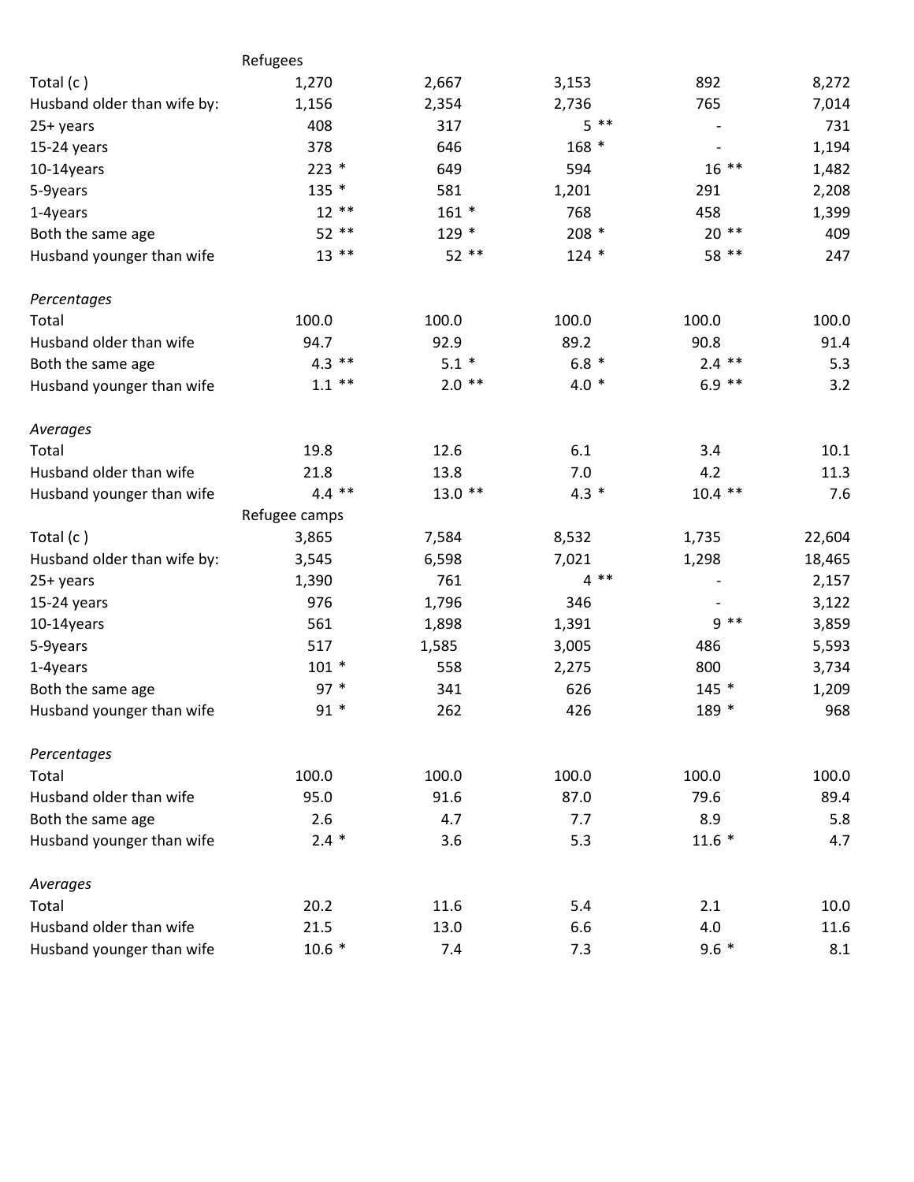| | | | | | |
|---|---|---|---|---|---|
| | Refugees | | | | |
| Total (c ) | 1,270 | 2,667 | 3,153 | 892 | 8,272 |
| Husband older than wife by: | 1,156 | 2,354 | 2,736 | 765 | 7,014 |
| 25+ years | 408 | 317 | 5 ** | - | 731 |
| 15-24 years | 378 | 646 | 168 * | - | 1,194 |
| 10-14years | 223 * | 649 | 594 | 16 ** | 1,482 |
| 5-9years | 135 * | 581 | 1,201 | 291 | 2,208 |
| 1-4years | 12 ** | 161 * | 768 | 458 | 1,399 |
| Both the same age | 52 ** | 129 * | 208 * | 20 ** | 409 |
| Husband younger than wife | 13 ** | 52 ** | 124 * | 58 ** | 247 |
| | | | | | |
| *Percentages* | | | | | |
| Total | 100.0 | 100.0 | 100.0 | 100.0 | 100.0 |
| Husband older than wife | 94.7 | 92.9 | 89.2 | 90.8 | 91.4 |
| Both the same age | 4.3 ** | 5.1 * | 6.8 * | 2.4 ** | 5.3 |
| Husband younger than wife | 1.1 ** | 2.0 ** | 4.0 * | 6.9 ** | 3.2 |
| | | | | | |
| *Averages* | | | | | |
| Total | 19.8 | 12.6 | 6.1 | 3.4 | 10.1 |
| Husband older than wife | 21.8 | 13.8 | 7.0 | 4.2 | 11.3 |
| Husband younger than wife | 4.4 ** | 13.0 ** | 4.3 * | 10.4 ** | 7.6 |
| | Refugee camps | | | | |
| Total (c ) | 3,865 | 7,584 | 8,532 | 1,735 | 22,604 |
| Husband older than wife by: | 3,545 | 6,598 | 7,021 | 1,298 | 18,465 |
| 25+ years | 1,390 | 761 | 4 ** | - | 2,157 |
| 15-24 years | 976 | 1,796 | 346 | - | 3,122 |
| 10-14years | 561 | 1,898 | 1,391 | 9 ** | 3,859 |
| 5-9years | 517 | 1,585 | 3,005 | 486 | 5,593 |
| 1-4years | 101 * | 558 | 2,275 | 800 | 3,734 |
| Both the same age | 97 * | 341 | 626 | 145 * | 1,209 |
| Husband younger than wife | 91 * | 262 | 426 | 189 * | 968 |
| | | | | | |
| *Percentages* | | | | | |
| Total | 100.0 | 100.0 | 100.0 | 100.0 | 100.0 |
| Husband older than wife | 95.0 | 91.6 | 87.0 | 79.6 | 89.4 |
| Both the same age | 2.6 | 4.7 | 7.7 | 8.9 | 5.8 |
| Husband younger than wife | 2.4 * | 3.6 | 5.3 | 11.6 * | 4.7 |
| | | | | | |
| *Averages* | | | | | |
| Total | 20.2 | 11.6 | 5.4 | 2.1 | 10.0 |
| Husband older than wife | 21.5 | 13.0 | 6.6 | 4.0 | 11.6 |
| Husband younger than wife | 10.6 * | 7.4 | 7.3 | 9.6 * | 8.1 |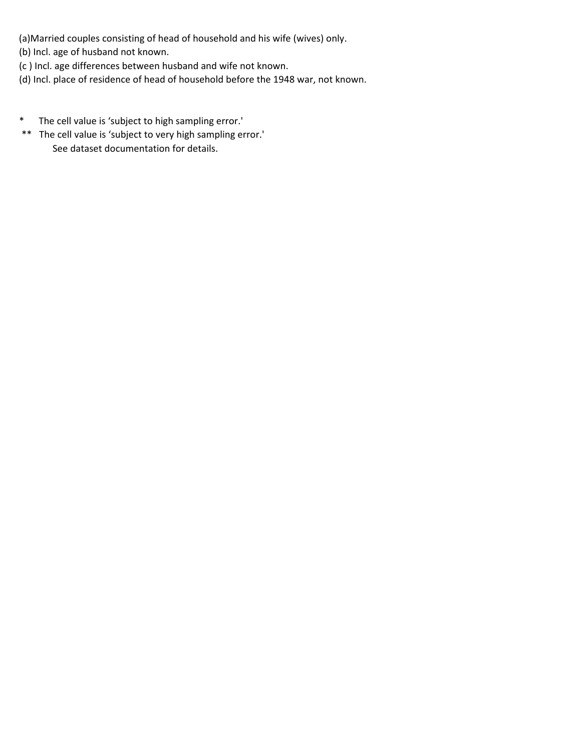(a)Married couples consisting of head of household and his wife (wives) only.

(b) Incl. age of husband not known.

(c ) Incl. age differences between husband and wife not known.

(d) Incl. place of residence of head of household before the 1948 war, not known.

* The cell value is ‘subject to high sampling error.'

** The cell value is ‘subject to very high sampling error.'

See dataset documentation for details.